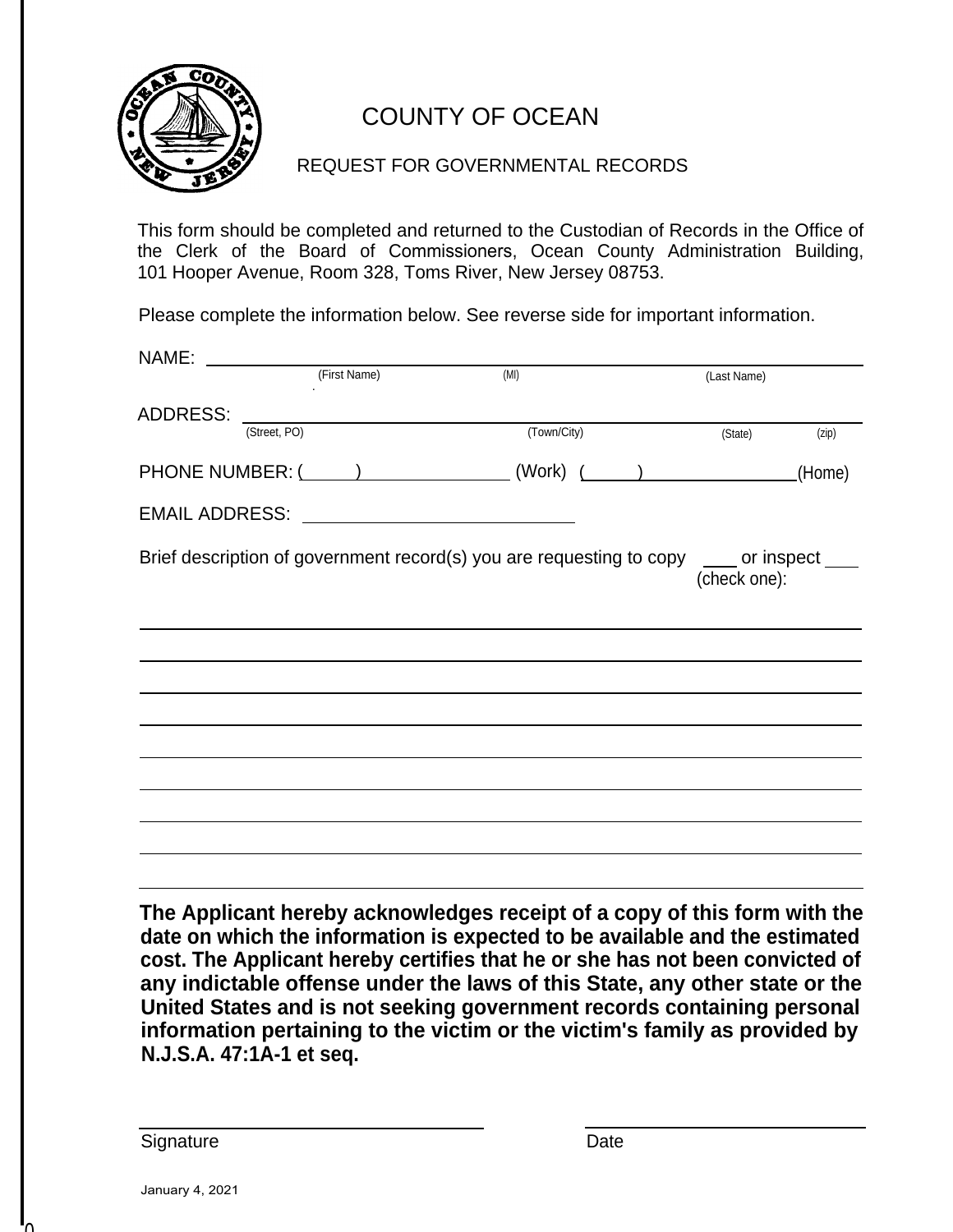# COUNTY OF OCEAN

## REQUEST FOR GOVERNMENTAL RECORDS

This form should be completed and returned to the Custodian of Records in the Office of the Clerk of the Board of Commissioners, Ocean County Administration Building, 101 Hooper Avenue, Room 328, Toms River, New Jersey 08753.

Please complete the information below. See reverse side for important information.

NAME: ______________________________________________________________
(First Name) (MI) (Last Name)

ADDRESS: ____________________________________________________________
(Street, PO) (Town/City) (State) (zip)

PHONE NUMBER: (      ) ______________ (Work) (      ) ______________ (Home)

EMAIL ADDRESS: ______________________________

Brief description of government record(s) you are requesting to copy ____ or inspect ____ (check one):

______________________________________________________________

______________________________________________________________

______________________________________________________________

______________________________________________________________

______________________________________________________________

______________________________________________________________

______________________________________________________________

______________________________________________________________

**The Applicant hereby acknowledges receipt of a copy of this form with the date on which the information is expected to be available and the estimated cost. The Applicant hereby certifies that he or she has not been convicted of any indictable offense under the laws of this State, any other state or the United States and is not seeking government records containing personal information pertaining to the victim or the victim's family as provided by N.J.S.A. 47:1A-1 et seq.**

______________________________ ______________________________
Signature Date

January 4, 2021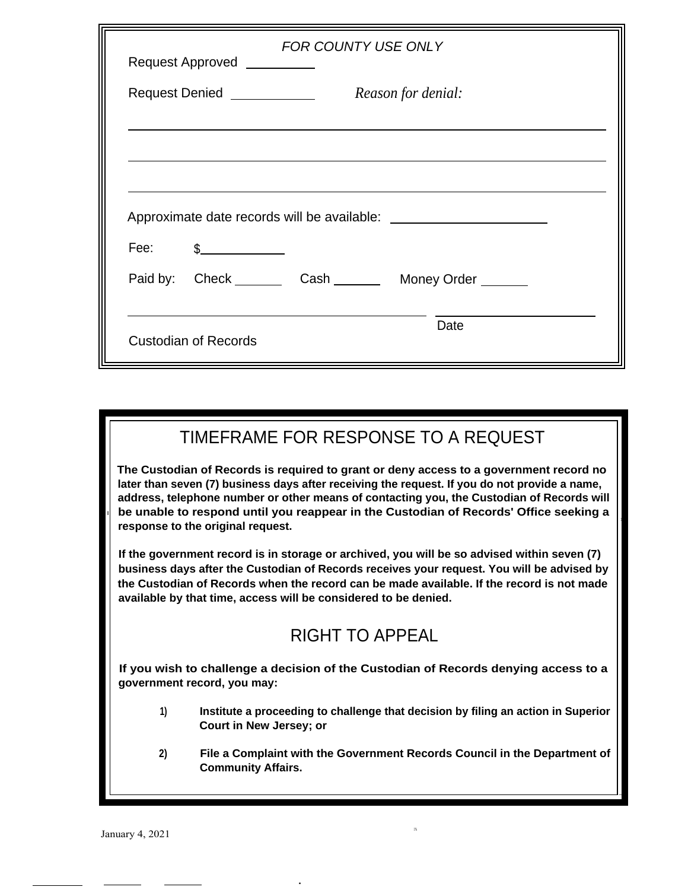*FOR COUNTY USE ONLY*

Request Approved __________

Request Denied ____________ *Reason for denial:*

______________________________________________________________________

______________________________________________________________________

______________________________________________________________________

Approximate date records will be available: ______________________

Fee: $____________

Paid by: Check _______ Cash _______ Money Order _______

______________________________________________ ________________________

Custodian of Records Date

## TIMEFRAME FOR RESPONSE TO A REQUEST

**The Custodian of Records is required to grant or deny access to a government record no later than seven (7) business days after receiving the request. If you do not provide a name, address, telephone number or other means of contacting you, the Custodian of Records will be unable to respond until you reappear in the Custodian of Records' Office seeking a response to the original request.**

**If the government record is in storage or archived, you will be so advised within seven (7) business days after the Custodian of Records receives your request. You will be advised by the Custodian of Records when the record can be made available. If the record is not made available by that time, access will be considered to be denied.**

## RIGHT TO APPEAL

**If you wish to challenge a decision of the Custodian of Records denying access to a government record, you may:**

1) **Institute a proceeding to challenge that decision by filing an action in Superior Court in New Jersey; or**

2) **File a Complaint with the Government Records Council in the Department of Community Affairs.**

January 4, 2021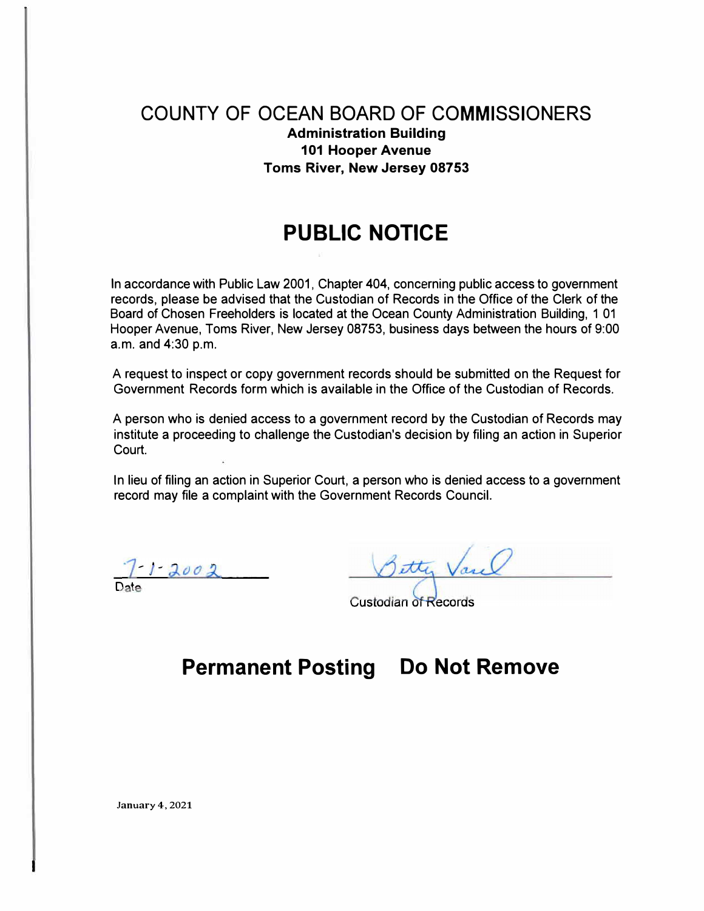# COUNTY OF OCEAN BOARD OF COMMISSIONERS

**Administration Building**
**101 Hooper Avenue**
**Toms River, New Jersey 08753**

# PUBLIC NOTICE

In accordance with Public Law 2001, Chapter 404, concerning public access to government records, please be advised that the Custodian of Records in the Office of the Clerk of the Board of Chosen Freeholders is located at the Ocean County Administration Building, 1 01 Hooper Avenue, Toms River, New Jersey 08753, business days between the hours of 9:00 a.m. and 4:30 p.m.

A request to inspect or copy government records should be submitted on the Request for Government Records form which is available in the Office of the Custodian of Records.

A person who is denied access to a government record by the Custodian of Records may institute a proceeding to challenge the Custodian's decision by filing an action in Superior Court.

In lieu of filing an action in Superior Court, a person who is denied access to a government record may file a complaint with the Government Records Council.

7-1-2002
Date

Betty Vasil
Custodian of Records

## Permanent Posting Do Not Remove

January 4, 2021